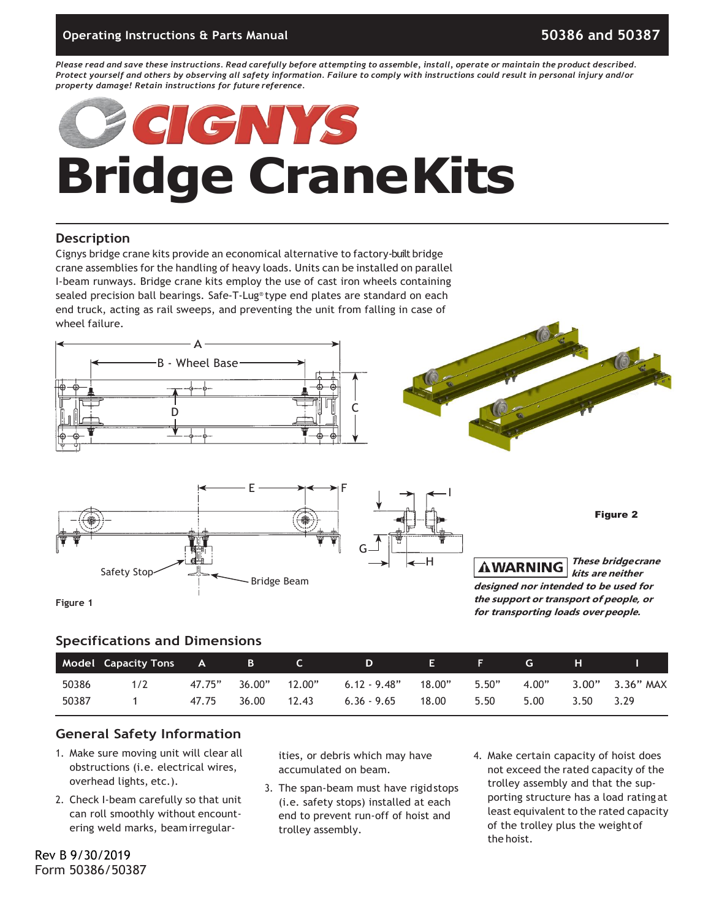Operating Instructions & Parts Manual — 50386 and 50387

*Please read and save these instructions. Read carefully before attempting to assemble, install, operate or maintain the product described. Protect yourself and others by observing all safety information. Failure to comply with instructions could result in personal injury and/or property damage! Retain instructions for future reference.*

# CIGNYS Bridge Crane Kits

## Description

Cignys bridge crane kits provide an economical alternative to factory-built bridge crane assemblies for the handling of heavy loads. Units can be installed on parallel I-beam runways. Bridge crane kits employ the use of cast iron wheels containing sealed precision ball bearings. Safe-T-Lug® type end plates are standard on each end truck, acting as rail sweeps, and preventing the unit from falling in case of wheel failure.

Figure 1

Figure 2

**⚠WARNING** ***These bridge crane kits are neither designed nor intended to be used for the support or transport of people, or for transporting loads over people.***

## Specifications and Dimensions

| Model | Capacity Tons | A | B | C | D | E | F | G | H | I |
|---|---|---|---|---|---|---|---|---|---|---|
| 50386 | 1/2 | 47.75" | 36.00" | 12.00" | 6.12 - 9.48" | 18.00" | 5.50" | 4.00" | 3.00" | 3.36" MAX |
| 50387 | 1 | 47.75 | 36.00 | 12.43 | 6.36 - 9.65 | 18.00 | 5.50 | 5.00 | 3.50 | 3.29 |

## General Safety Information

1. Make sure moving unit will clear all obstructions (i.e. electrical wires, overhead lights, etc.).
2. Check I-beam carefully so that unit can roll smoothly without encountering weld marks, beam irregularities, or debris which may have accumulated on beam.
3. The span-beam must have rigid stops (i.e. safety stops) installed at each end to prevent run-off of hoist and trolley assembly.
4. Make certain capacity of hoist does not exceed the rated capacity of the trolley assembly and that the supporting structure has a load rating at least equivalent to the rated capacity of the trolley plus the weight of the hoist.

Rev B 9/30/2019
Form 50386/50387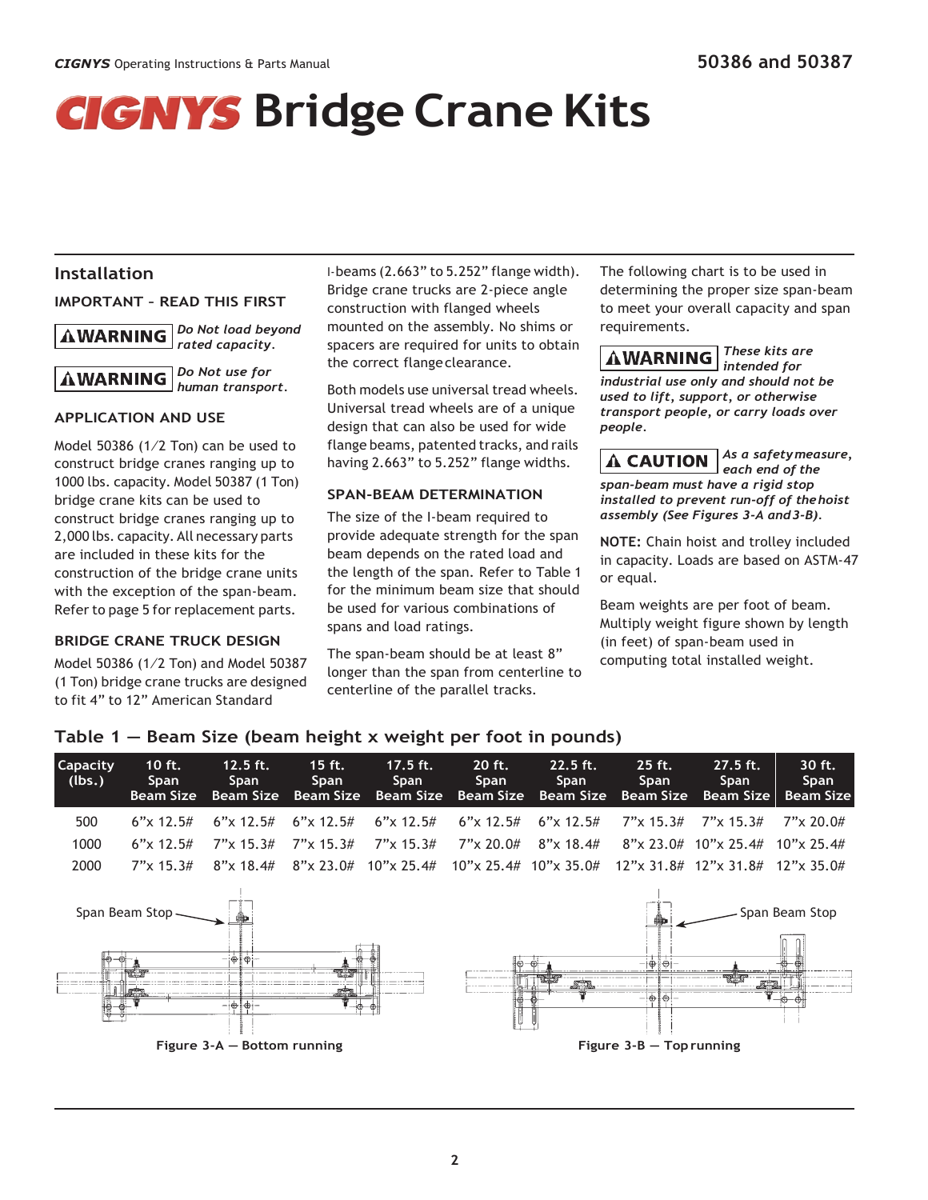# CIGNYS Bridge Crane Kits

## Installation

### IMPORTANT – READ THIS FIRST

**⚠WARNING** ***Do Not load beyond rated capacity.***

**⚠WARNING** ***Do Not use for human transport.***

### APPLICATION AND USE

Model 50386 (1/2 Ton) can be used to construct bridge cranes ranging up to 1000 lbs. capacity. Model 50387 (1 Ton) bridge crane kits can be used to construct bridge cranes ranging up to 2,000 lbs. capacity. All necessary parts are included in these kits for the construction of the bridge crane units with the exception of the span-beam. Refer to page 5 for replacement parts.

### BRIDGE CRANE TRUCK DESIGN

Model 50386 (1/2 Ton) and Model 50387 (1 Ton) bridge crane trucks are designed to fit 4" to 12" American Standard I-beams (2.663" to 5.252" flange width). Bridge crane trucks are 2-piece angle construction with flanged wheels mounted on the assembly. No shims or spacers are required for units to obtain the correct flange clearance.

Both models use universal tread wheels. Universal tread wheels are of a unique design that can also be used for wide flange beams, patented tracks, and rails having 2.663" to 5.252" flange widths.

### SPAN-BEAM DETERMINATION

The size of the I-beam required to provide adequate strength for the span beam depends on the rated load and the length of the span. Refer to Table 1 for the minimum beam size that should be used for various combinations of spans and load ratings.

The span-beam should be at least 8" longer than the span from centerline to centerline of the parallel tracks.

The following chart is to be used in determining the proper size span-beam to meet your overall capacity and span requirements.

**⚠WARNING** ***These kits are intended for industrial use only and should not be used to lift, support, or otherwise transport people, or carry loads over people.***

**⚠ CAUTION** ***As a safety measure, each end of the span-beam must have a rigid stop installed to prevent run-off of the hoist assembly (See Figures 3-A and 3-B).***

**NOTE:** Chain hoist and trolley included in capacity. Loads are based on ASTM-47 or equal.

Beam weights are per foot of beam. Multiply weight figure shown by length (in feet) of span-beam used in computing total installed weight.

## Table 1 — Beam Size (beam height x weight per foot in pounds)

| Capacity (lbs.) | 10 ft. Span Beam Size | 12.5 ft. Span Beam Size | 15 ft. Span Beam Size | 17.5 ft. Span Beam Size | 20 ft. Span Beam Size | 22.5 ft. Span Beam Size | 25 ft. Span Beam Size | 27.5 ft. Span Beam Size | 30 ft. Span Beam Size |
|---|---|---|---|---|---|---|---|---|---|
| 500 | 6"x 12.5# | 6"x 12.5# | 6"x 12.5# | 6"x 12.5# | 6"x 12.5# | 6"x 12.5# | 7"x 15.3# | 7"x 15.3# | 7"x 20.0# |
| 1000 | 6"x 12.5# | 7"x 15.3# | 7"x 15.3# | 7"x 15.3# | 7"x 20.0# | 8"x 18.4# | 8"x 23.0# | 10"x 25.4# | 10"x 25.4# |
| 2000 | 7"x 15.3# | 8"x 18.4# | 8"x 23.0# | 10"x 25.4# | 10"x 25.4# | 10"x 35.0# | 12"x 31.8# | 12"x 31.8# | 12"x 35.0# |

Span Beam Stop

Figure 3-A — Bottom running

Span Beam Stop

Figure 3-B — Top running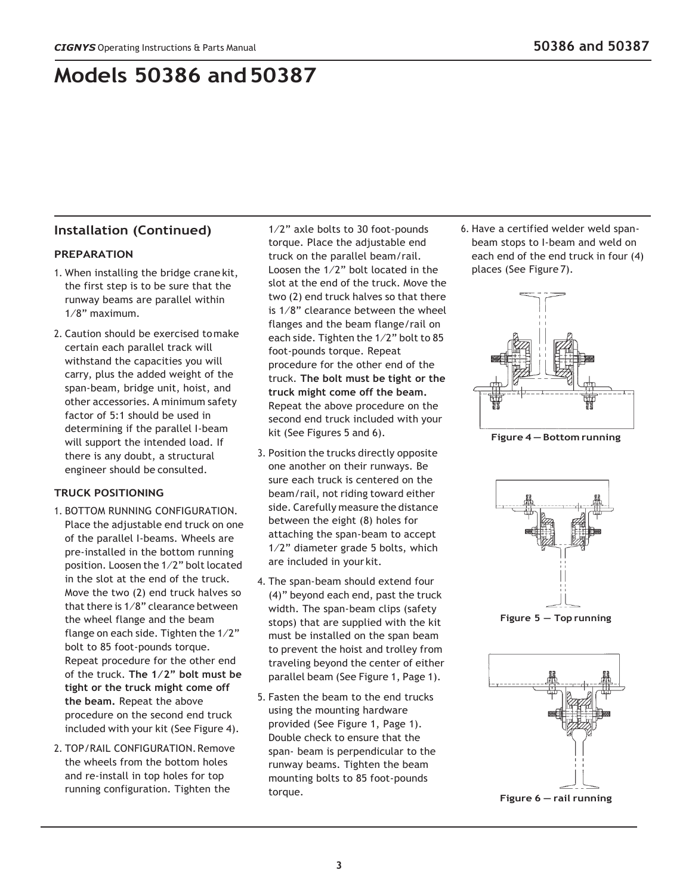# Models 50386 and 50387

## Installation (Continued)

### PREPARATION

1. When installing the bridge crane kit, the first step is to be sure that the runway beams are parallel within 1/8" maximum.
2. Caution should be exercised to make certain each parallel track will withstand the capacities you will carry, plus the added weight of the span-beam, bridge unit, hoist, and other accessories. A minimum safety factor of 5:1 should be used in determining if the parallel I-beam will support the intended load. If there is any doubt, a structural engineer should be consulted.

### TRUCK POSITIONING

1. BOTTOM RUNNING CONFIGURATION. Place the adjustable end truck on one of the parallel I-beams. Wheels are pre-installed in the bottom running position. Loosen the 1/2" bolt located in the slot at the end of the truck. Move the two (2) end truck halves so that there is 1/8" clearance between the wheel flange and the beam flange on each side. Tighten the 1/2" bolt to 85 foot-pounds torque. Repeat procedure for the other end of the truck. **The 1/2" bolt must be tight or the truck might come off the beam.** Repeat the above procedure on the second end truck included with your kit (See Figure 4).
2. TOP/RAIL CONFIGURATION. Remove the wheels from the bottom holes and re-install in top holes for top running configuration. Tighten the 1/2" axle bolts to 30 foot-pounds torque. Place the adjustable end truck on the parallel beam/rail. Loosen the 1/2" bolt located in the slot at the end of the truck. Move the two (2) end truck halves so that there is 1/8" clearance between the wheel flanges and the beam flange/rail on each side. Tighten the 1/2" bolt to 85 foot-pounds torque. Repeat procedure for the other end of the truck. **The bolt must be tight or the truck might come off the beam.** Repeat the above procedure on the second end truck included with your kit (See Figures 5 and 6).
3. Position the trucks directly opposite one another on their runways. Be sure each truck is centered on the beam/rail, not riding toward either side. Carefully measure the distance between the eight (8) holes for attaching the span-beam to accept 1/2" diameter grade 5 bolts, which are included in your kit.
4. The span-beam should extend four (4)" beyond each end, past the truck width. The span-beam clips (safety stops) that are supplied with the kit must be installed on the span beam to prevent the hoist and trolley from traveling beyond the center of either parallel beam (See Figure 1, Page 1).
5. Fasten the beam to the end trucks using the mounting hardware provided (See Figure 1, Page 1). Double check to ensure that the span- beam is perpendicular to the runway beams. Tighten the beam mounting bolts to 85 foot-pounds torque.
6. Have a certified welder weld span-beam stops to I-beam and weld on each end of the end truck in four (4) places (See Figure 7).

**Figure 4 — Bottom running**

**Figure 5 — Top running**

**Figure 6 — rail running**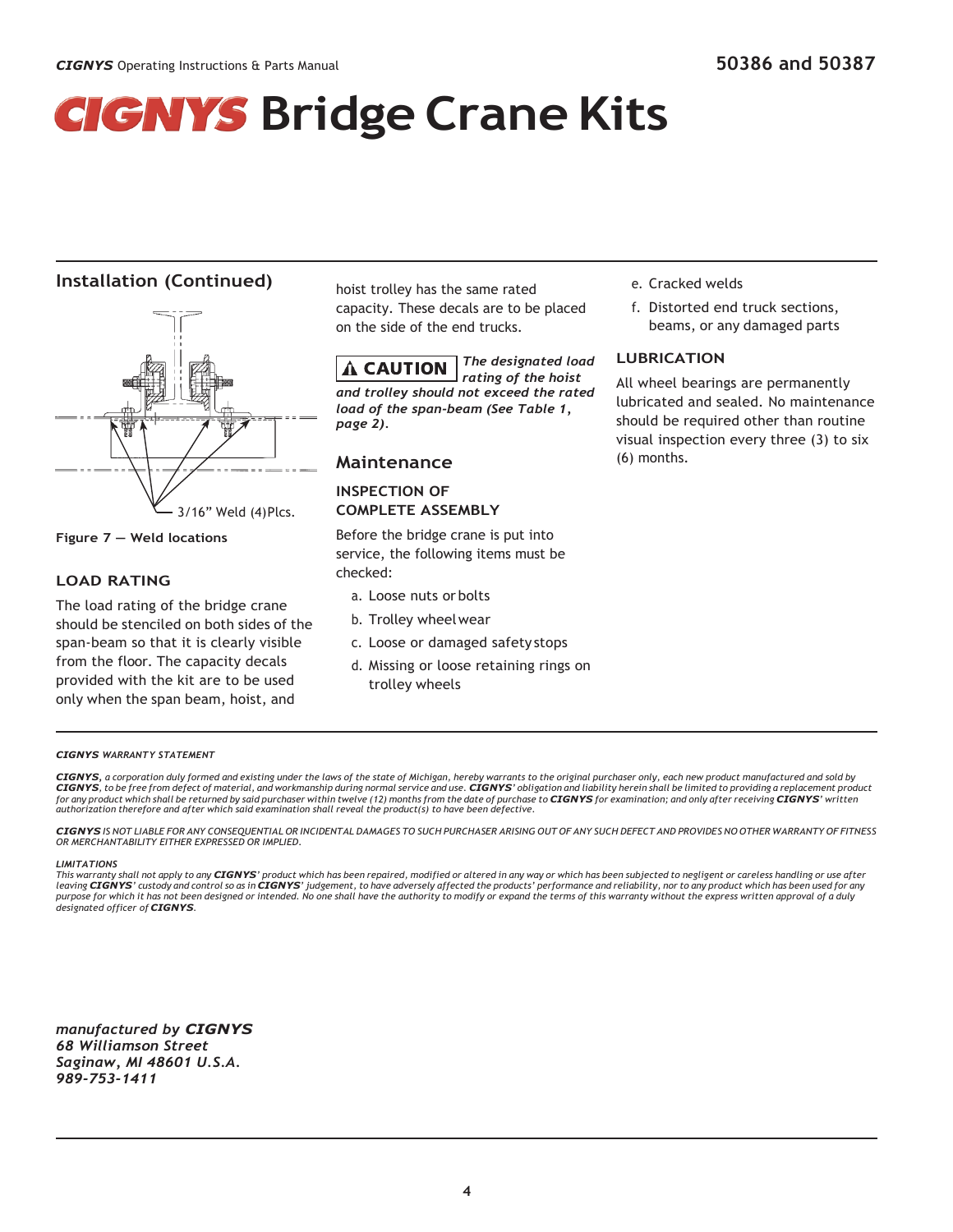# CIGNYS Bridge Crane Kits

50386 and 50387

## Installation (Continued)

3/16" Weld (4)Plcs.

**Figure 7 — Weld locations**

### LOAD RATING

The load rating of the bridge crane should be stenciled on both sides of the span-beam so that it is clearly visible from the floor. The capacity decals provided with the kit are to be used only when the span beam, hoist, and hoist trolley has the same rated capacity. These decals are to be placed on the side of the end trucks.

**⚠ CAUTION** ***The designated load rating of the hoist and trolley should not exceed the rated load of the span-beam (See Table 1, page 2).***

## Maintenance

### INSPECTION OF COMPLETE ASSEMBLY

Before the bridge crane is put into service, the following items must be checked:

a. Loose nuts or bolts

b. Trolley wheel wear

c. Loose or damaged safety stops

d. Missing or loose retaining rings on trolley wheels

e. Cracked welds

f. Distorted end truck sections, beams, or any damaged parts

### LUBRICATION

All wheel bearings are permanently lubricated and sealed. No maintenance should be required other than routine visual inspection every three (3) to six (6) months.

***CIGNYS*** *WARRANTY STATEMENT*

***CIGNYS****, a corporation duly formed and existing under the laws of the state of Michigan, hereby warrants to the original purchaser only, each new product manufactured and sold by* ***CIGNYS****, to be free from defect of material, and workmanship during normal service and use.* ***CIGNYS****' obligation and liability herein shall be limited to providing a replacement product for any product which shall be returned by said purchaser within twelve (12) months from the date of purchase to* ***CIGNYS*** *for examination; and only after receiving* ***CIGNYS****' written authorization therefore and after which said examination shall reveal the product(s) to have been defective.*

***CIGNYS*** *IS NOT LIABLE FOR ANY CONSEQUENTIAL OR INCIDENTAL DAMAGES TO SUCH PURCHASER ARISING OUT OF ANY SUCH DEFECT AND PROVIDES NO OTHER WARRANTY OF FITNESS OR MERCHANTABILITY EITHER EXPRESSED OR IMPLIED.*

*LIMITATIONS*

*This warranty shall not apply to any* ***CIGNYS****' product which has been repaired, modified or altered in any way or which has been subjected to negligent or careless handling or use after leaving* ***CIGNYS****' custody and control so as in* ***CIGNYS****' judgement, to have adversely affected the products' performance and reliability, nor to any product which has been used for any purpose for which it has not been designed or intended. No one shall have the authority to modify or expand the terms of this warranty without the express written approval of a duly designated officer of* ***CIGNYS****.*

***manufactured by CIGNYS***
***68 Williamson Street***
***Saginaw, MI 48601 U.S.A.***
***989-753-1411***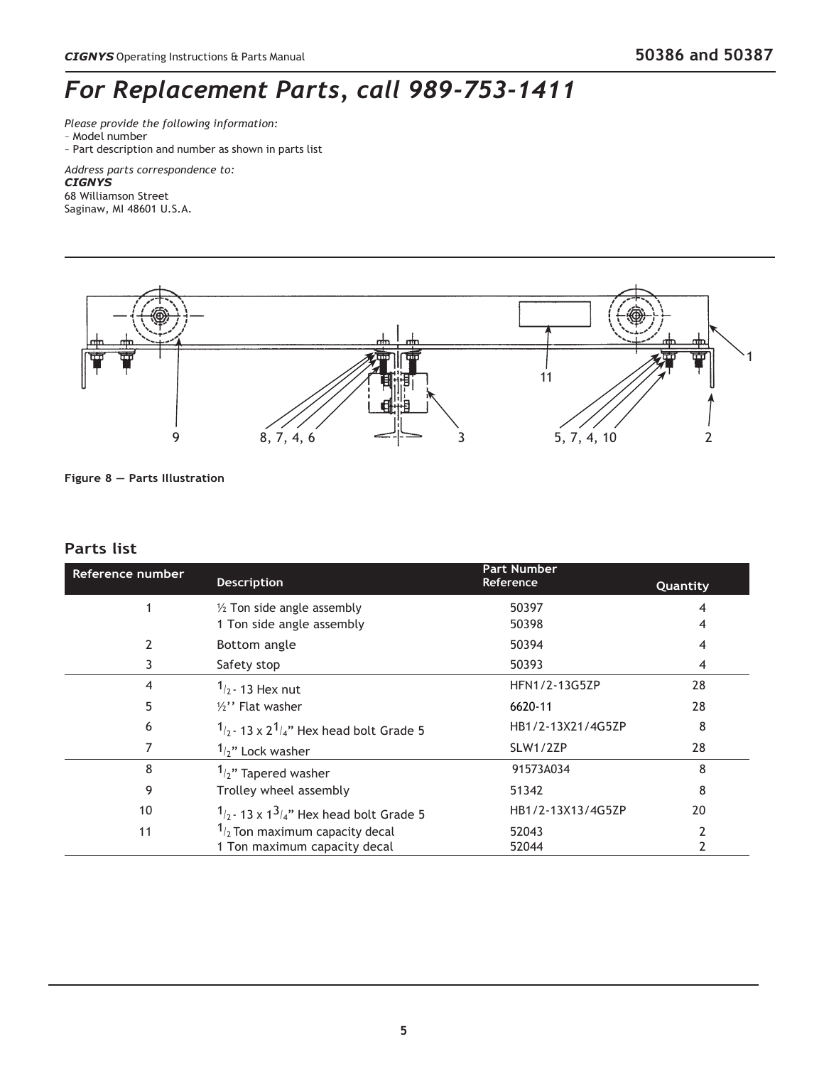# For Replacement Parts, call 989-753-1411

*Please provide the following information:*
– Model number
– Part description and number as shown in parts list

*Address parts correspondence to:*
***CIGNYS***
68 Williamson Street
Saginaw, MI 48601 U.S.A.

**Figure 8 — Parts Illustration**

## Parts list

| Reference number | Description | Part Number Reference | Quantity |
|---|---|---|---|
| 1 | ½ Ton side angle assembly | 50397 | 4 |
| | 1 Ton side angle assembly | 50398 | 4 |
| 2 | Bottom angle | 50394 | 4 |
| 3 | Safety stop | 50393 | 4 |
| 4 | 1/2 - 13 Hex nut | HFN1/2-13G5ZP | 28 |
| 5 | ½'' Flat washer | 6620-11 | 28 |
| 6 | 1/2 - 13 x 2 1/4" Hex head bolt Grade 5 | HB1/2-13X21/4G5ZP | 8 |
| 7 | 1/2" Lock washer | SLW1/2ZP | 28 |
| 8 | 1/2" Tapered washer | 91573A034 | 8 |
| 9 | Trolley wheel assembly | 51342 | 8 |
| 10 | 1/2 - 13 x 1 3/4" Hex head bolt Grade 5 | HB1/2-13X13/4G5ZP | 20 |
| 11 | 1/2 Ton maximum capacity decal | 52043 | 2 |
| | 1 Ton maximum capacity decal | 52044 | 2 |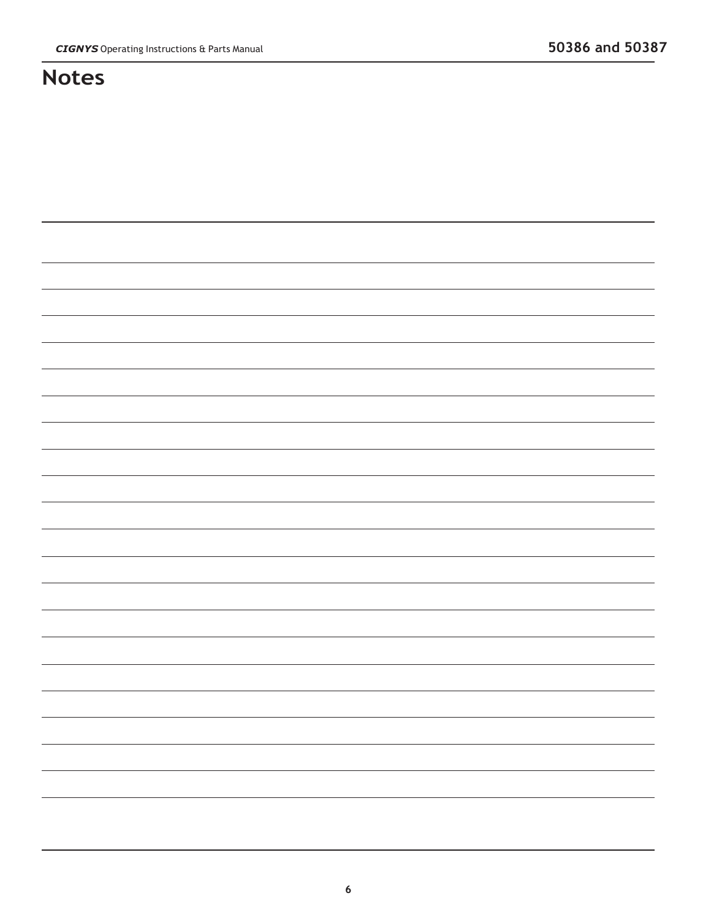# Notes